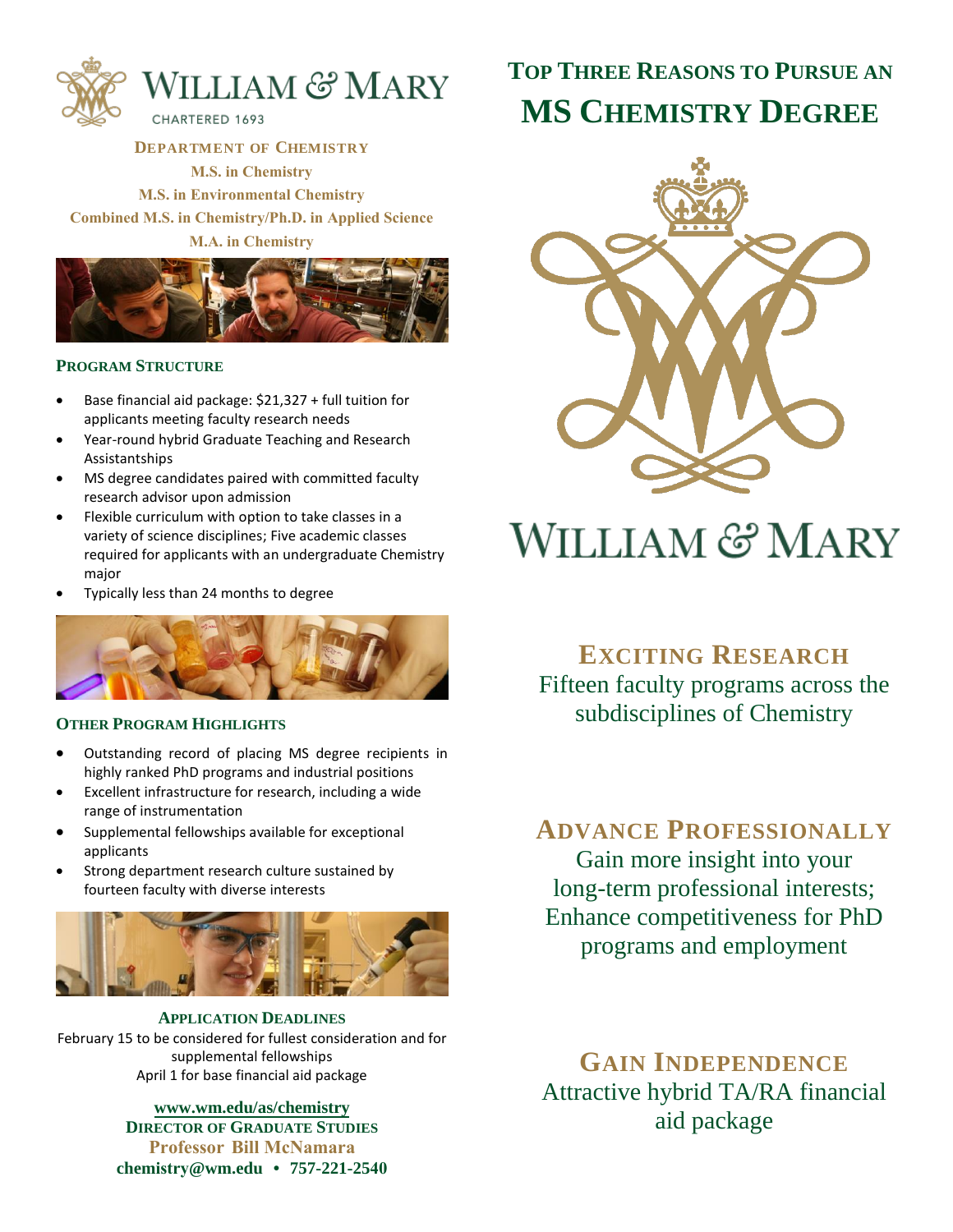# William & Mary

CHARTERED 1693

**Department of Chemistry**

**M.S. in Chemistry**

**M.S. in Environmental Chemistry**

**Combined M.S. in Chemistry/Ph.D. in Applied Science**

**M.A. in Chemistry**

## Program Structure

- Base financial aid package: $21,327 + full tuition for applicants meeting faculty research needs
- Year-round hybrid Graduate Teaching and Research Assistantships
- MS degree candidates paired with committed faculty research advisor upon admission
- Flexible curriculum with option to take classes in a variety of science disciplines; Five academic classes required for applicants with an undergraduate Chemistry major
- Typically less than 24 months to degree

## Other Program Highlights

- Outstanding record of placing MS degree recipients in highly ranked PhD programs and industrial positions
- Excellent infrastructure for research, including a wide range of instrumentation
- Supplemental fellowships available for exceptional applicants
- Strong department research culture sustained by fourteen faculty with diverse interests

## Application Deadlines

February 15 to be considered for fullest consideration and for supplemental fellowships

April 1 for base financial aid package

**www.wm.edu/as/chemistry**

**Director of Graduate Studies**

**Professor Bill McNamara**

**chemistry@wm.edu • 757-221-2540**

# Top Three Reasons to Pursue an MS Chemistry Degree

William & Mary

## Exciting Research

Fifteen faculty programs across the subdisciplines of Chemistry

## Advance Professionally

Gain more insight into your long-term professional interests; Enhance competitiveness for PhD programs and employment

## Gain Independence

Attractive hybrid TA/RA financial aid package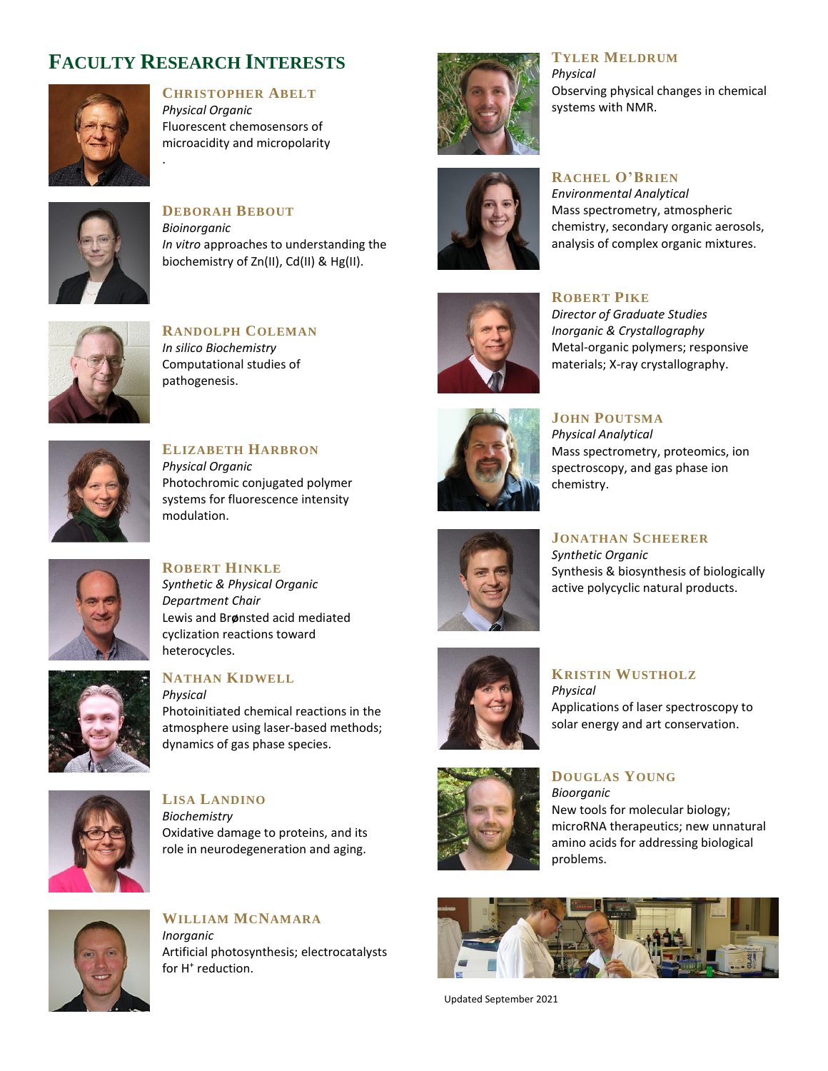# Faculty Research Interests

### Christopher Abelt
*Physical Organic*
Fluorescent chemosensors of microacidity and micropolarity
.

### Deborah Bebout
*Bioinorganic*
*In vitro* approaches to understanding the biochemistry of Zn(II), Cd(II) & Hg(II).

### Randolph Coleman
*In silico Biochemistry*
Computational studies of pathogenesis.

### Elizabeth Harbron
*Physical Organic*
Photochromic conjugated polymer systems for fluorescence intensity modulation.

### Robert Hinkle
*Synthetic & Physical Organic*
*Department Chair*
Lewis and Brønsted acid mediated cyclization reactions toward heterocycles.

### Nathan Kidwell
*Physical*
Photoinitiated chemical reactions in the atmosphere using laser-based methods; dynamics of gas phase species.

### Lisa Landino
*Biochemistry*
Oxidative damage to proteins, and its role in neurodegeneration and aging.

### William McNamara
*Inorganic*
Artificial photosynthesis; electrocatalysts for $H^+$ reduction.

### Tyler Meldrum
*Physical*
Observing physical changes in chemical systems with NMR.

### Rachel O'Brien
*Environmental Analytical*
Mass spectrometry, atmospheric chemistry, secondary organic aerosols, analysis of complex organic mixtures.

### Robert Pike
*Director of Graduate Studies*
*Inorganic & Crystallography*
Metal-organic polymers; responsive materials; X-ray crystallography.

### John Poutsma
*Physical Analytical*
Mass spectrometry, proteomics, ion spectroscopy, and gas phase ion chemistry.

### Jonathan Scheerer
*Synthetic Organic*
Synthesis & biosynthesis of biologically active polycyclic natural products.

### Kristin Wustholz
*Physical*
Applications of laser spectroscopy to solar energy and art conservation.

### Douglas Young
*Bioorganic*
New tools for molecular biology; microRNA therapeutics; new unnatural amino acids for addressing biological problems.

Updated September 2021